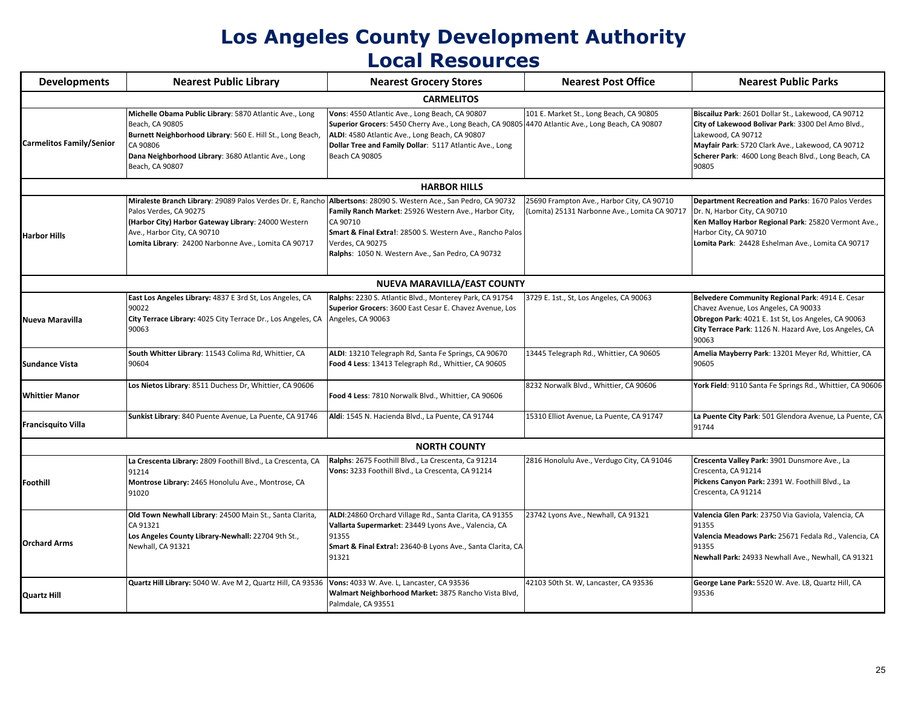# Los Angeles County Development Authority
## Local Resources

| Developments | Nearest Public Library | Nearest Grocery Stores | Nearest Post Office | Nearest Public Parks |
|---|---|---|---|---|
| | | **CARMELITOS** | | |
| **Carmelitos Family/Senior** | **Michelle Obama Public Library**: 5870 Atlantic Ave., Long Beach, CA 90805<br>**Burnett Neighborhood Library**: 560 E. Hill St., Long Beach, CA 90806<br>**Dana Neighborhood Library**: 3680 Atlantic Ave., Long Beach, CA 90807 | **Vons**: 4550 Atlantic Ave., Long Beach, CA 90807<br>**Superior Grocers**: 5450 Cherry Ave., Long Beach, CA 90805<br>**ALDI**: 4580 Atlantic Ave., Long Beach, CA 90807<br>**Dollar Tree and Family Dollar**: 5117 Atlantic Ave., Long Beach CA 90805 | 101 E. Market St., Long Beach, CA 90805<br>4470 Atlantic Ave., Long Beach, CA 90807 | **Biscailuz Park**: 2601 Dollar St., Lakewood, CA 90712<br>**City of Lakewood Bolivar Park**: 3300 Del Amo Blvd., Lakewood, CA 90712<br>**Mayfair Park**: 5720 Clark Ave., Lakewood, CA 90712<br>**Scherer Park**: 4600 Long Beach Blvd., Long Beach, CA 90805 |
| | | **HARBOR HILLS** | | |
| **Harbor Hills** | **Miraleste Branch Library**: 29089 Palos Verdes Dr. E, Rancho Palos Verdes, CA 90275<br>**(Harbor City) Harbor Gateway Library**: 24000 Western Ave., Harbor City, CA 90710<br>**Lomita Library**: 24200 Narbonne Ave., Lomita CA 90717 | **Albertsons**: 28090 S. Western Ace., San Pedro, CA 90732<br>**Family Ranch Market**: 25926 Western Ave., Harbor City, CA 90710<br>**Smart & Final Extra!**: 28500 S. Western Ave., Rancho Palos Verdes, CA 90275<br>**Ralphs**: 1050 N. Western Ave., San Pedro, CA 90732 | 25690 Frampton Ave., Harbor City, CA 90710<br>(Lomita) 25131 Narbonne Ave., Lomita CA 90717 | **Department Recreation and Parks**: 1670 Palos Verdes Dr. N, Harbor City, CA 90710<br>**Ken Malloy Harbor Regional Park**: 25820 Vermont Ave., Harbor City, CA 90710<br>**Lomita Park**: 24428 Eshelman Ave., Lomita CA 90717 |
| | | **NUEVA MARAVILLA/EAST COUNTY** | | |
| **Nueva Maravilla** | **East Los Angeles Library:** 4837 E 3rd St, Los Angeles, CA 90022<br>**City Terrace Library:** 4025 City Terrace Dr., Los Angeles, CA 90063 | **Ralphs**: 2230 S. Atlantic Blvd., Monterey Park, CA 91754<br>**Superior Grocers**: 3600 East Cesar E. Chavez Avenue, Los Angeles, CA 90063 | 3729 E. 1st., St, Los Angeles, CA 90063 | **Belvedere Community Regional Park**: 4914 E. Cesar Chavez Avenue, Los Angeles, CA 90033<br>**Obregon Park**: 4021 E. 1st St, Los Angeles, CA 90063<br>**City Terrace Park**: 1126 N. Hazard Ave, Los Angeles, CA 90063 |
| **Sundance Vista** | **South Whitter Library**: 11543 Colima Rd, Whittier, CA 90604 | **ALDI**: 13210 Telegraph Rd, Santa Fe Springs, CA 90670<br>**Food 4 Less**: 13413 Telegraph Rd., Whittier, CA 90605 | 13445 Telegraph Rd., Whittier, CA 90605 | **Amelia Mayberry Park**: 13201 Meyer Rd, Whittier, CA 90605 |
| **Whittier Manor** | **Los Nietos Library**: 8511 Duchess Dr, Whittier, CA 90606 | **Food 4 Less**: 7810 Norwalk Blvd., Whittier, CA 90606 | 8232 Norwalk Blvd., Whittier, CA 90606 | **York Field**: 9110 Santa Fe Springs Rd., Whittier, CA 90606 |
| **Francisquito Villa** | **Sunkist Library**: 840 Puente Avenue, La Puente, CA 91746 | **Aldi**: 1545 N. Hacienda Blvd., La Puente, CA 91744 | 15310 Elliot Avenue, La Puente, CA 91747 | **La Puente City Park**: 501 Glendora Avenue, La Puente, CA 91744 |
| | | **NORTH COUNTY** | | |
| **Foothill** | **La Crescenta Library:** 2809 Foothill Blvd., La Crescenta, CA 91214<br>**Montrose Library:** 2465 Honolulu Ave., Montrose, CA 91020 | **Ralphs**: 2675 Foothill Blvd., La Crescenta, Ca 91214<br>**Vons:** 3233 Foothill Blvd., La Crescenta, CA 91214 | 2816 Honolulu Ave., Verdugo City, CA 91046 | **Crescenta Valley Park:** 3901 Dunsmore Ave., La Crescenta, CA 91214<br>**Pickens Canyon Park:** 2391 W. Foothill Blvd., La Crescenta, CA 91214 |
| **Orchard Arms** | **Old Town Newhall Library**: 24500 Main St., Santa Clarita, CA 91321<br>**Los Angeles County Library-Newhall:** 22704 9th St., Newhall, CA 91321 | **ALDI**:24860 Orchard Village Rd., Santa Clarita, CA 91355<br>**Vallarta Supermarket**: 23449 Lyons Ave., Valencia, CA 91355<br>**Smart & Final Extra!:** 23640-B Lyons Ave., Santa Clarita, CA 91321 | 23742 Lyons Ave., Newhall, CA 91321 | **Valencia Glen Park**: 23750 Via Gaviola, Valencia, CA 91355<br>**Valencia Meadows Park:** 25671 Fedala Rd., Valencia, CA 91355<br>**Newhall Park:** 24933 Newhall Ave., Newhall, CA 91321 |
| **Quartz Hill** | **Quartz Hill Library:** 5040 W. Ave M 2, Quartz Hill, CA 93536 | **Vons:** 4033 W. Ave. L, Lancaster, CA 93536<br>**Walmart Neighborhood Market:** 3875 Rancho Vista Blvd, Palmdale, CA 93551 | 42103 50th St. W, Lancaster, CA 93536 | **George Lane Park:** 5520 W. Ave. L8, Quartz Hill, CA 93536 |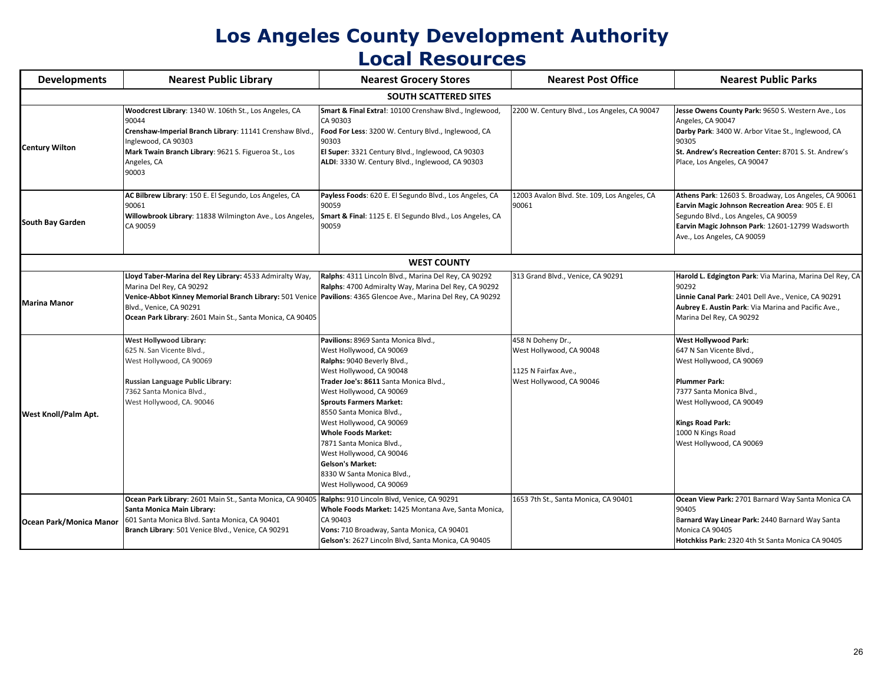# Los Angeles County Development Authority
## Local Resources

| Developments | Nearest Public Library | Nearest Grocery Stores | Nearest Post Office | Nearest Public Parks |
|---|---|---|---|---|
| **SOUTH SCATTERED SITES** | | | | |
| **Century Wilton** | **Woodcrest Library**: 1340 W. 106th St., Los Angeles, CA 90044<br>**Crenshaw-Imperial Branch Library**: 11141 Crenshaw Blvd., Inglewood, CA 90303<br>**Mark Twain Branch Library**: 9621 S. Figueroa St., Los Angeles, CA 90003 | **Smart & Final Extra!**: 10100 Crenshaw Blvd., Inglewood, CA 90303<br>**Food For Less**: 3200 W. Century Blvd., Inglewood, CA 90303<br>**El Super**: 3321 Century Blvd., Inglewood, CA 90303<br>**ALDI**: 3330 W. Century Blvd., Inglewood, CA 90303 | 2200 W. Century Blvd., Los Angeles, CA 90047 | **Jesse Owens County Park:** 9650 S. Western Ave., Los Angeles, CA 90047<br>**Darby Park**: 3400 W. Arbor Vitae St., Inglewood, CA 90305<br>**St. Andrew's Recreation Center:** 8701 S. St. Andrew's Place, Los Angeles, CA 90047 |
| **South Bay Garden** | **AC Bilbrew Library**: 150 E. El Segundo, Los Angeles, CA 90061<br>**Willowbrook Library**: 11838 Wilmington Ave., Los Angeles, CA 90059 | **Payless Foods**: 620 E. El Segundo Blvd., Los Angeles, CA 90059<br>**Smart & Final**: 1125 E. El Segundo Blvd., Los Angeles, CA 90059 | 12003 Avalon Blvd. Ste. 109, Los Angeles, CA 90061 | **Athens Park**: 12603 S. Broadway, Los Angeles, CA 90061<br>**Earvin Magic Johnson Recreation Area**: 905 E. El Segundo Blvd., Los Angeles, CA 90059<br>**Earvin Magic Johnson Park**: 12601-12799 Wadsworth Ave., Los Angeles, CA 90059 |
| **WEST COUNTY** | | | | |
| **Marina Manor** | **Lloyd Taber-Marina del Rey Library:** 4533 Admiralty Way, Marina Del Rey, CA 90292<br>**Venice-Abbot Kinney Memorial Branch Library:** 501 Venice Blvd., Venice, CA 90291<br>**Ocean Park Library**: 2601 Main St., Santa Monica, CA 90405 | **Ralphs**: 4311 Lincoln Blvd., Marina Del Rey, CA 90292<br>**Ralphs**: 4700 Admiralty Way, Marina Del Rey, CA 90292<br>**Pavilions**: 4365 Glencoe Ave., Marina Del Rey, CA 90292 | 313 Grand Blvd., Venice, CA 90291 | **Harold L. Edgington Park**: Via Marina, Marina Del Rey, CA 90292<br>**Linnie Canal Park**: 2401 Dell Ave., Venice, CA 90291<br>**Aubrey E. Austin Park**: Via Marina and Pacific Ave., Marina Del Rey, CA 90292 |
| **West Knoll/Palm Apt.** | **West Hollywood Library:**<br>625 N. San Vicente Blvd.,<br>West Hollywood, CA 90069<br><br>**Russian Language Public Library:**<br>7362 Santa Monica Blvd.,<br>West Hollywood, CA. 90046 | **Pavilions:** 8969 Santa Monica Blvd.,<br>West Hollywood, CA 90069<br>**Ralphs:** 9040 Beverly Blvd.,<br>West Hollywood, CA 90048<br>**Trader Joe's: 8611** Santa Monica Blvd.,<br>West Hollywood, CA 90069<br>**Sprouts Farmers Market:**<br>8550 Santa Monica Blvd.,<br>West Hollywood, CA 90069<br>**Whole Foods Market:**<br>7871 Santa Monica Blvd.,<br>West Hollywood, CA 90046<br>**Gelson's Market:**<br>8330 W Santa Monica Blvd.,<br>West Hollywood, CA 90069 | 458 N Doheny Dr.,<br>West Hollywood, CA 90048<br><br>1125 N Fairfax Ave.,<br>West Hollywood, CA 90046 | **West Hollywood Park:**<br>647 N San Vicente Blvd.,<br>West Hollywood, CA 90069<br><br>**Plummer Park:**<br>7377 Santa Monica Blvd.,<br>West Hollywood, CA 90049<br><br>**Kings Road Park:**<br>1000 N Kings Road<br>West Hollywood, CA 90069 |
| **Ocean Park/Monica Manor** | **Ocean Park Library**: 2601 Main St., Santa Monica, CA 90405<br>**Santa Monica Main Library:**<br>601 Santa Monica Blvd. Santa Monica, CA 90401<br>**Branch Library**: 501 Venice Blvd., Venice, CA 90291 | **Ralphs:** 910 Lincoln Blvd, Venice, CA 90291<br>**Whole Foods Market:** 1425 Montana Ave, Santa Monica, CA 90403<br>**Vons:** 710 Broadway, Santa Monica, CA 90401<br>**Gelson's**: 2627 Lincoln Blvd, Santa Monica, CA 90405 | 1653 7th St., Santa Monica, CA 90401 | **Ocean View Park:** 2701 Barnard Way Santa Monica CA 90405<br>**Barnard Way Linear Park:** 2440 Barnard Way Santa Monica CA 90405<br>**Hotchkiss Park:** 2320 4th St Santa Monica CA 90405 |